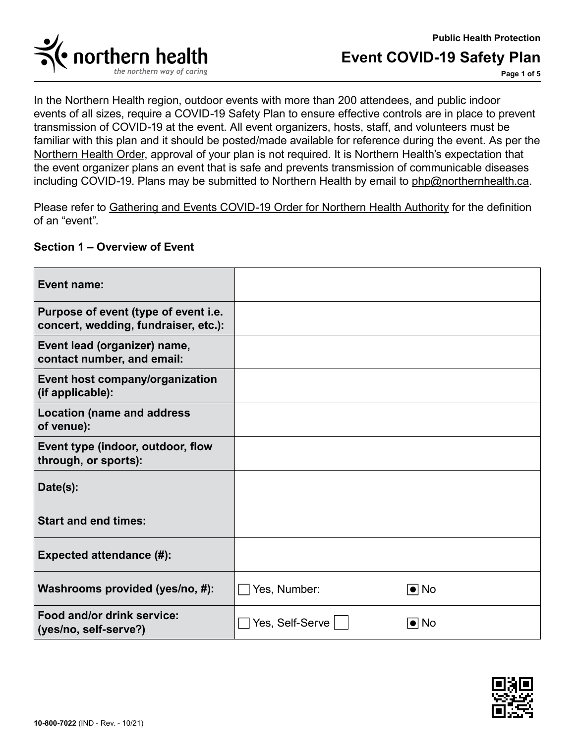Public Health Protection

# Event COVID-19 Safety Plan

In the Northern Health region, outdoor events with more than 200 attendees, and public indoor events of all sizes, require a COVID-19 Safety Plan to ensure effective controls are in place to prevent transmission of COVID-19 at the event. All event organizers, hosts, staff, and volunteers must be familiar with this plan and it should be posted/made available for reference during the event. As per the Northern Health Order, approval of your plan is not required. It is Northern Health's expectation that the event organizer plans an event that is safe and prevents transmission of communicable diseases including COVID-19. Plans may be submitted to Northern Health by email to php@northernhealth.ca.

Please refer to Gathering and Events COVID-19 Order for Northern Health Authority for the definition of an "event".

### Section 1 – Overview of Event

| | | |
|---|---|---|
| **Event name:** | | |
| **Purpose of event (type of event i.e. concert, wedding, fundraiser, etc.):** | | |
| **Event lead (organizer) name, contact number, and email:** | | |
| **Event host company/organization (if applicable):** | | |
| **Location (name and address of venue):** | | |
| **Event type (indoor, outdoor, flow through, or sports):** | | |
| **Date(s):** | | |
| **Start and end times:** | | |
| **Expected attendance (#):** | | |
| **Washrooms provided (yes/no, #):** | ☐ Yes, Number: | ☒ No |
| **Food and/or drink service: (yes/no, self-serve?)** | ☐ Yes, Self-Serve ☐ | ☒ No |

10-800-7022 (IND - Rev. - 10/21)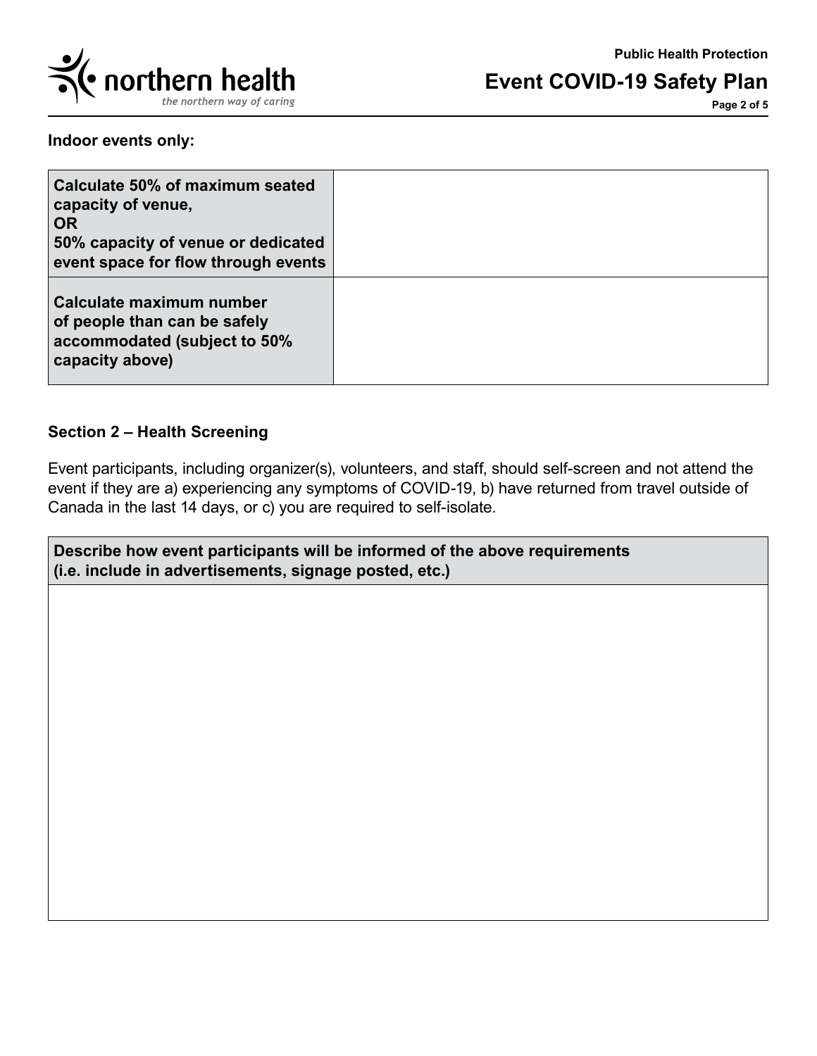**Indoor events only:**

| **Calculate 50% of maximum seated capacity of venue, OR 50% capacity of venue or dedicated event space for flow through events** | |
|---|---|
| **Calculate maximum number of people than can be safely accommodated (subject to 50% capacity above)** | |

## Section 2 – Health Screening

Event participants, including organizer(s), volunteers, and staff, should self-screen and not attend the event if they are a) experiencing any symptoms of COVID-19, b) have returned from travel outside of Canada in the last 14 days, or c) you are required to self-isolate.

| **Describe how event participants will be informed of the above requirements (i.e. include in advertisements, signage posted, etc.)** |
|---|
| |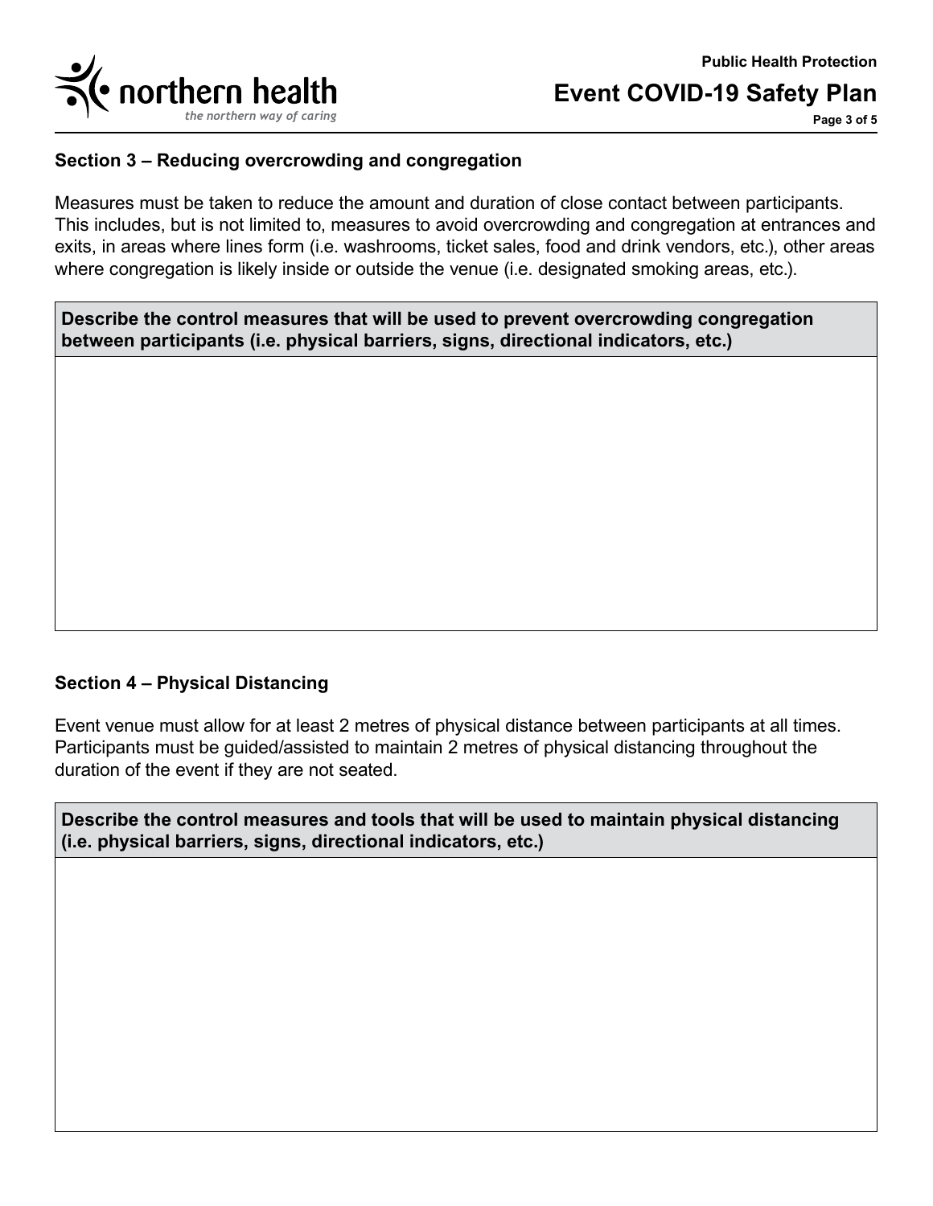## Section 3 – Reducing overcrowding and congregation

Measures must be taken to reduce the amount and duration of close contact between participants. This includes, but is not limited to, measures to avoid overcrowding and congregation at entrances and exits, in areas where lines form (i.e. washrooms, ticket sales, food and drink vendors, etc.), other areas where congregation is likely inside or outside the venue (i.e. designated smoking areas, etc.).

| Describe the control measures that will be used to prevent overcrowding congregation between participants (i.e. physical barriers, signs, directional indicators, etc.) |
| --- |
| |

## Section 4 – Physical Distancing

Event venue must allow for at least 2 metres of physical distance between participants at all times. Participants must be guided/assisted to maintain 2 metres of physical distancing throughout the duration of the event if they are not seated.

| Describe the control measures and tools that will be used to maintain physical distancing (i.e. physical barriers, signs, directional indicators, etc.) |
| --- |
| |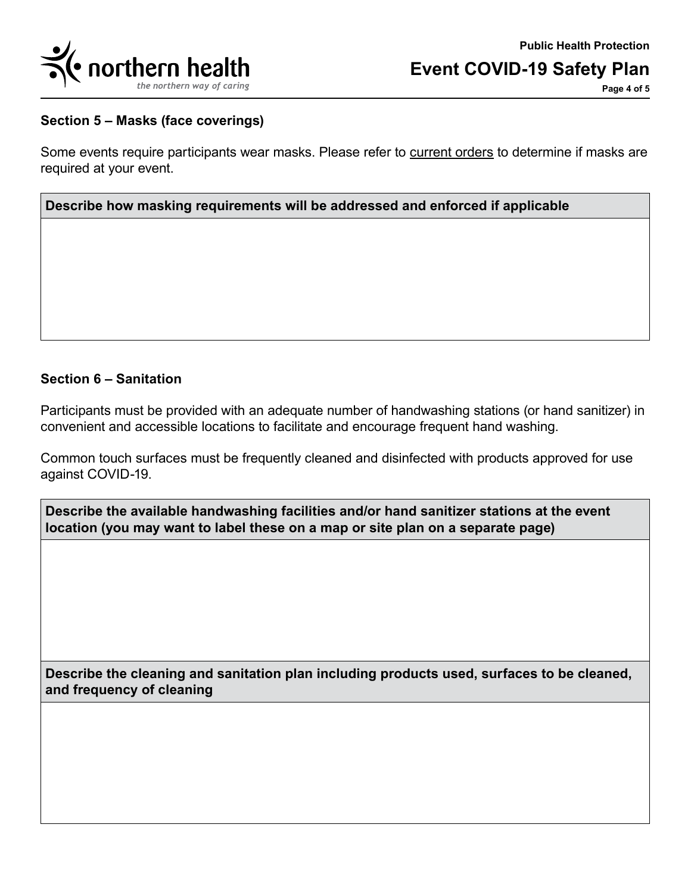## Section 5 – Masks (face coverings)

Some events require participants wear masks. Please refer to current orders to determine if masks are required at your event.

| Describe how masking requirements will be addressed and enforced if applicable |
|---|
| |

## Section 6 – Sanitation

Participants must be provided with an adequate number of handwashing stations (or hand sanitizer) in convenient and accessible locations to facilitate and encourage frequent hand washing.

Common touch surfaces must be frequently cleaned and disinfected with products approved for use against COVID-19.

| Describe the available handwashing facilities and/or hand sanitizer stations at the event location (you may want to label these on a map or site plan on a separate page) |
|---|
| |

| Describe the cleaning and sanitation plan including products used, surfaces to be cleaned, and frequency of cleaning |
|---|
| |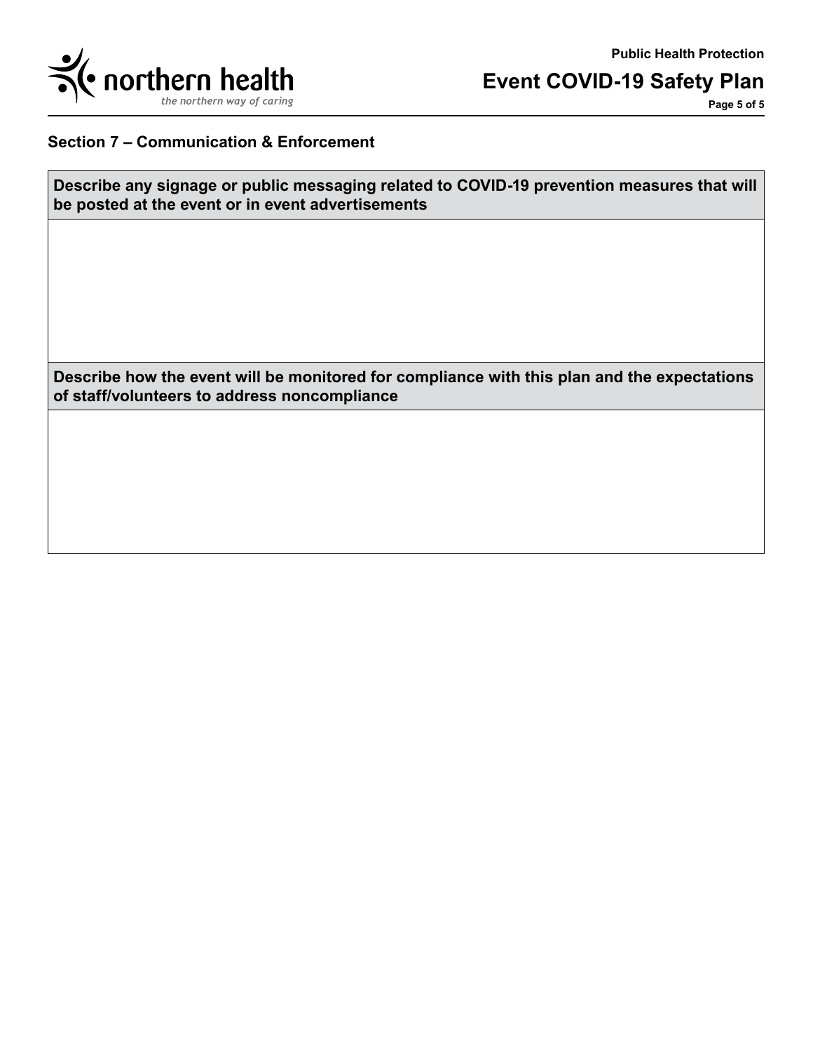## Section 7 – Communication & Enforcement

| **Describe any signage or public messaging related to COVID-19 prevention measures that will be posted at the event or in event advertisements** |
| --- |
| |

| **Describe how the event will be monitored for compliance with this plan and the expectations of staff/volunteers to address noncompliance** |
| --- |
| |